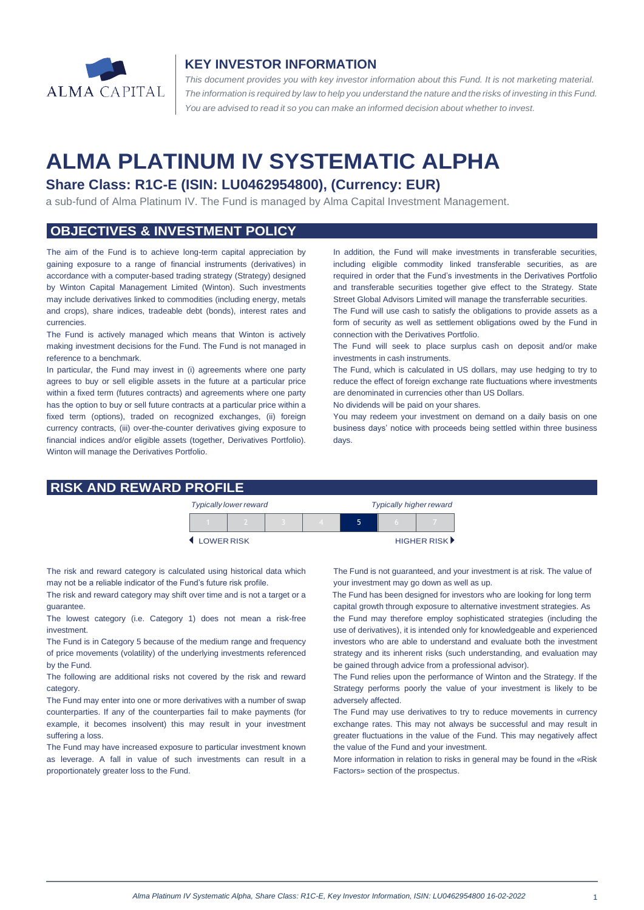# KEY INVESTOR INFORMATION

*This document provides you with key investor information about this Fund. It is not marketing material. The information is required by law to help you understand the nature and the risks of investing in this Fund. You are advised to read it so you can make an informed decision about whether to invest.*

# ALMA PLATINUM IV SYSTEMATIC ALPHA

## Share Class: R1C-E (ISIN: LU0462954800), (Currency: EUR)

a sub-fund of Alma Platinum IV. The Fund is managed by Alma Capital Investment Management.

## OBJECTIVES & INVESTMENT POLICY

The aim of the Fund is to achieve long-term capital appreciation by gaining exposure to a range of financial instruments (derivatives) in accordance with a computer-based trading strategy (Strategy) designed by Winton Capital Management Limited (Winton). Such investments may include derivatives linked to commodities (including energy, metals and crops), share indices, tradeable debt (bonds), interest rates and currencies.

The Fund is actively managed which means that Winton is actively making investment decisions for the Fund. The Fund is not managed in reference to a benchmark.

In particular, the Fund may invest in (i) agreements where one party agrees to buy or sell eligible assets in the future at a particular price within a fixed term (futures contracts) and agreements where one party has the option to buy or sell future contracts at a particular price within a fixed term (options), traded on recognized exchanges, (ii) foreign currency contracts, (iii) over-the-counter derivatives giving exposure to financial indices and/or eligible assets (together, Derivatives Portfolio). Winton will manage the Derivatives Portfolio.

In addition, the Fund will make investments in transferable securities, including eligible commodity linked transferable securities, as are required in order that the Fund's investments in the Derivatives Portfolio and transferable securities together give effect to the Strategy. State Street Global Advisors Limited will manage the transferrable securities.

The Fund will use cash to satisfy the obligations to provide assets as a form of security as well as settlement obligations owed by the Fund in connection with the Derivatives Portfolio.

The Fund will seek to place surplus cash on deposit and/or make investments in cash instruments.

The Fund, which is calculated in US dollars, may use hedging to try to reduce the effect of foreign exchange rate fluctuations where investments are denominated in currencies other than US Dollars.

No dividends will be paid on your shares.

You may redeem your investment on demand on a daily basis on one business days' notice with proceeds being settled within three business days.

## RISK AND REWARD PROFILE

*Typically lower reward* — *Typically higher reward*

| 1 | 2 | 3 | 4 | **5** | 6 | 7 |
|---|---|---|---|---|---|---|

◄ LOWER RISK — HIGHER RISK ►

The risk and reward category is calculated using historical data which may not be a reliable indicator of the Fund's future risk profile.

The risk and reward category may shift over time and is not a target or a guarantee.

The lowest category (i.e. Category 1) does not mean a risk-free investment.

The Fund is in Category 5 because of the medium range and frequency of price movements (volatility) of the underlying investments referenced by the Fund.

The following are additional risks not covered by the risk and reward category.

The Fund may enter into one or more derivatives with a number of swap counterparties. If any of the counterparties fail to make payments (for example, it becomes insolvent) this may result in your investment suffering a loss.

The Fund may have increased exposure to particular investment known as leverage. A fall in value of such investments can result in a proportionately greater loss to the Fund.

The Fund is not guaranteed, and your investment is at risk. The value of your investment may go down as well as up.

The Fund has been designed for investors who are looking for long term capital growth through exposure to alternative investment strategies. As the Fund may therefore employ sophisticated strategies (including the use of derivatives), it is intended only for knowledgeable and experienced investors who are able to understand and evaluate both the investment strategy and its inherent risks (such understanding, and evaluation may be gained through advice from a professional advisor).

The Fund relies upon the performance of Winton and the Strategy. If the Strategy performs poorly the value of your investment is likely to be adversely affected.

The Fund may use derivatives to try to reduce movements in currency exchange rates. This may not always be successful and may result in greater fluctuations in the value of the Fund. This may negatively affect the value of the Fund and your investment.

More information in relation to risks in general may be found in the «Risk Factors» section of the prospectus.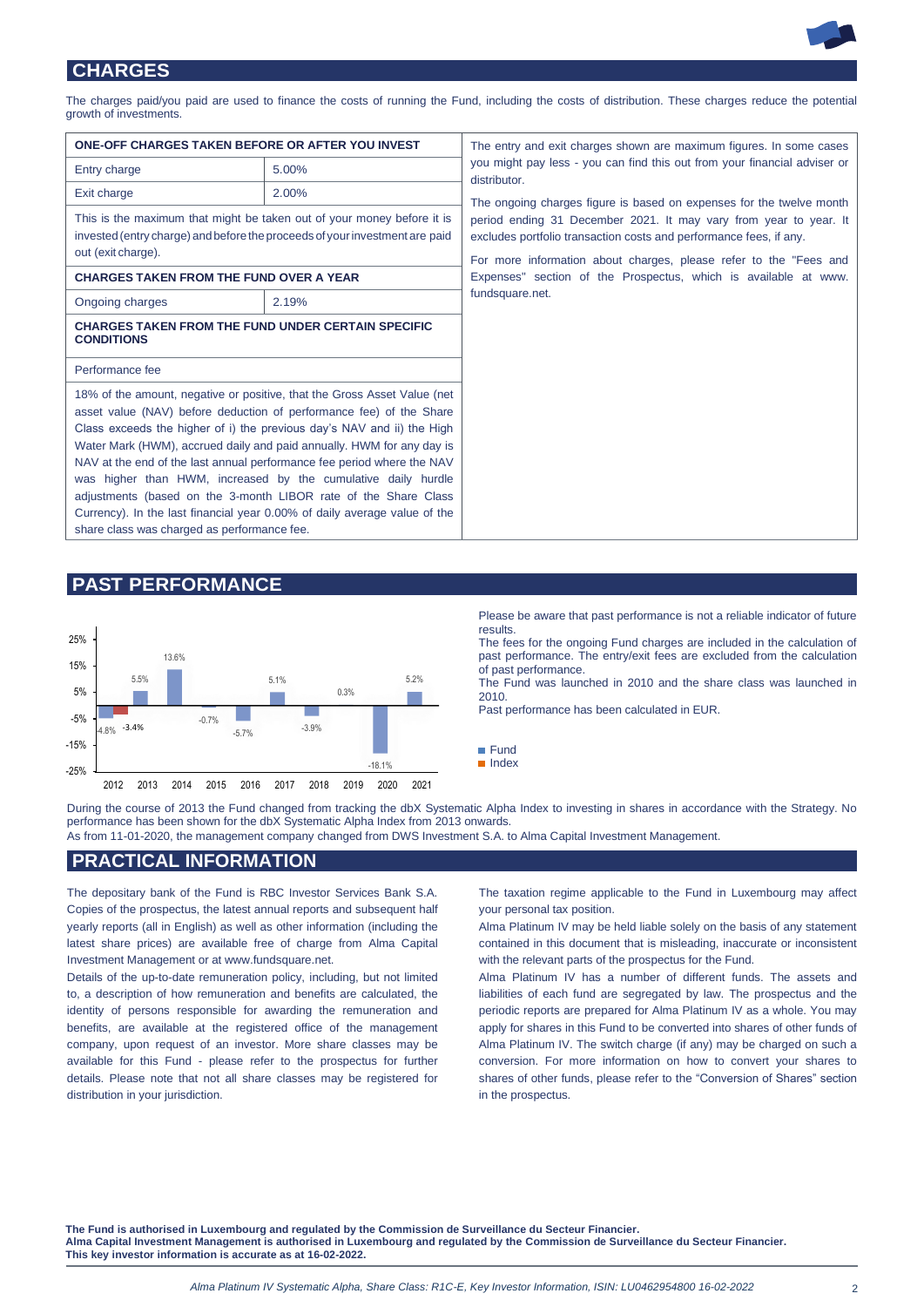## CHARGES

The charges paid/you paid are used to finance the costs of running the Fund, including the costs of distribution. These charges reduce the potential growth of investments.

| ONE-OFF CHARGES TAKEN BEFORE OR AFTER YOU INVEST | |
|---|---|
| Entry charge | 5.00% |
| Exit charge | 2.00% |
| This is the maximum that might be taken out of your money before it is invested (entry charge) and before the proceeds of your investment are paid out (exit charge). | |
| **CHARGES TAKEN FROM THE FUND OVER A YEAR** | |
| Ongoing charges | 2.19% |
| **CHARGES TAKEN FROM THE FUND UNDER CERTAIN SPECIFIC CONDITIONS** | |
| Performance fee | |
| 18% of the amount, negative or positive, that the Gross Asset Value (net asset value (NAV) before deduction of performance fee) of the Share Class exceeds the higher of i) the previous day's NAV and ii) the High Water Mark (HWM), accrued daily and paid annually. HWM for any day is NAV at the end of the last annual performance fee period where the NAV was higher than HWM, increased by the cumulative daily hurdle adjustments (based on the 3-month LIBOR rate of the Share Class Currency). In the last financial year 0.00% of daily average value of the share class was charged as performance fee. | |

The entry and exit charges shown are maximum figures. In some cases you might pay less - you can find this out from your financial adviser or distributor.

The ongoing charges figure is based on expenses for the twelve month period ending 31 December 2021. It may vary from year to year. It excludes portfolio transaction costs and performance fees, if any.

For more information about charges, please refer to the "Fees and Expenses" section of the Prospectus, which is available at www.fundsquare.net.

## PAST PERFORMANCE

25%
15%
5%
-5%
-15%
-25%

-4.8% -3.4%
5.5%
13.6%
-0.7%
-5.7%
5.1%
-3.9%
0.3%
-18.1%
5.2%

2012 2013 2014 2015 2016 2017 2018 2019 2020 2021

Fund
Index

Please be aware that past performance is not a reliable indicator of future results.
The fees for the ongoing Fund charges are included in the calculation of past performance. The entry/exit fees are excluded from the calculation of past performance.
The Fund was launched in 2010 and the share class was launched in 2010.
Past performance has been calculated in EUR.

During the course of 2013 the Fund changed from tracking the dbX Systematic Alpha Index to investing in shares in accordance with the Strategy. No performance has been shown for the dbX Systematic Alpha Index from 2013 onwards.
As from 11-01-2020, the management company changed from DWS Investment S.A. to Alma Capital Investment Management.

## PRACTICAL INFORMATION

The depositary bank of the Fund is RBC Investor Services Bank S.A. Copies of the prospectus, the latest annual reports and subsequent half yearly reports (all in English) as well as other information (including the latest share prices) are available free of charge from Alma Capital Investment Management or at www.fundsquare.net.

Details of the up-to-date remuneration policy, including, but not limited to, a description of how remuneration and benefits are calculated, the identity of persons responsible for awarding the remuneration and benefits, are available at the registered office of the management company, upon request of an investor. More share classes may be available for this Fund - please refer to the prospectus for further details. Please note that not all share classes may be registered for distribution in your jurisdiction.

The taxation regime applicable to the Fund in Luxembourg may affect your personal tax position.

Alma Platinum IV may be held liable solely on the basis of any statement contained in this document that is misleading, inaccurate or inconsistent with the relevant parts of the prospectus for the Fund.

Alma Platinum IV has a number of different funds. The assets and liabilities of each fund are segregated by law. The prospectus and the periodic reports are prepared for Alma Platinum IV as a whole. You may apply for shares in this Fund to be converted into shares of other funds of Alma Platinum IV. The switch charge (if any) may be charged on such a conversion. For more information on how to convert your shares to shares of other funds, please refer to the “Conversion of Shares” section in the prospectus.

**The Fund is authorised in Luxembourg and regulated by the Commission de Surveillance du Secteur Financier.**
**Alma Capital Investment Management is authorised in Luxembourg and regulated by the Commission de Surveillance du Secteur Financier.**
**This key investor information is accurate as at 16-02-2022.**